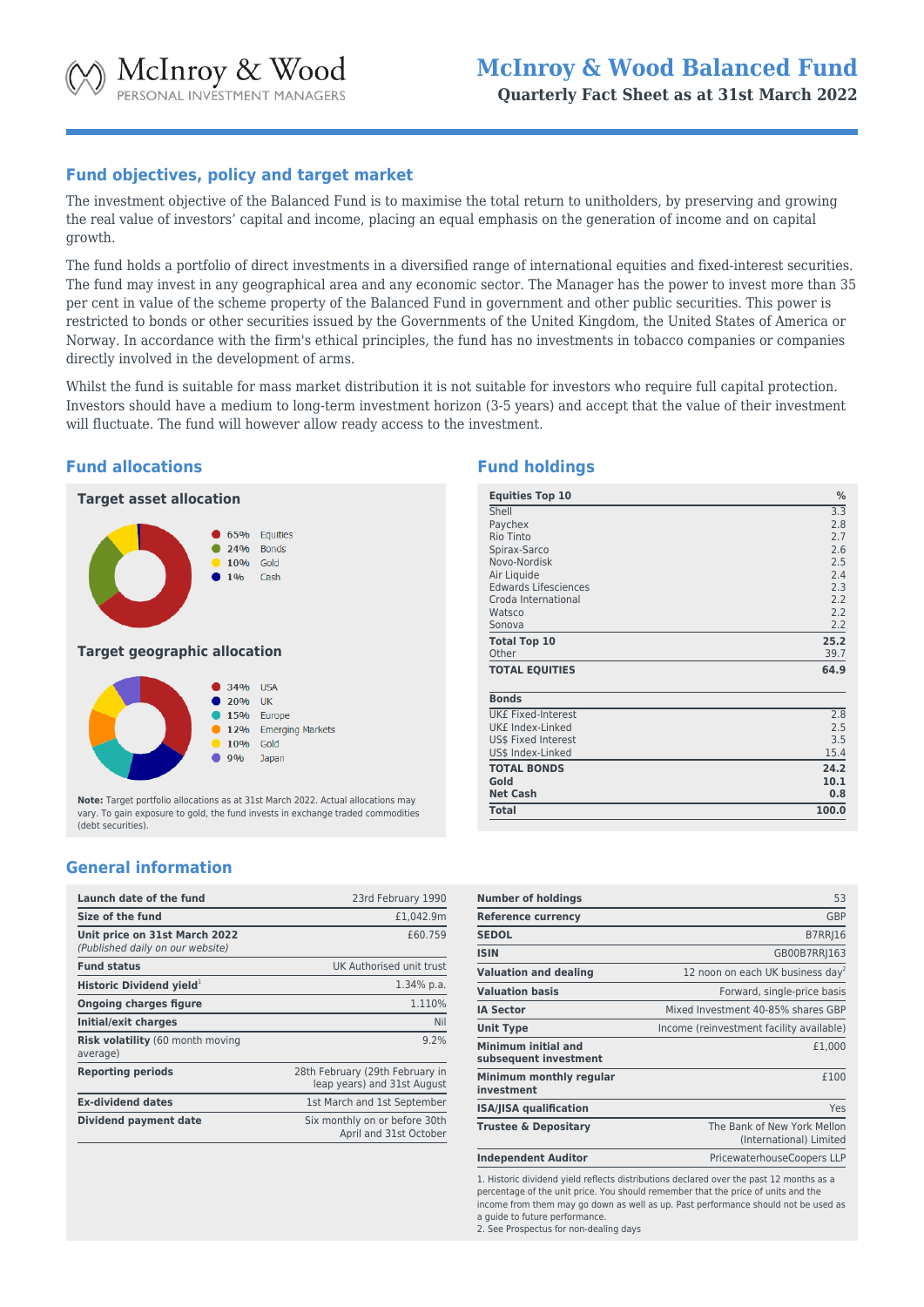McInroy & Wood
PERSONAL INVESTMENT MANAGERS

# McInroy & Wood Balanced Fund

**Quarterly Fact Sheet as at 31st March 2022**

## Fund objectives, policy and target market

The investment objective of the Balanced Fund is to maximise the total return to unitholders, by preserving and growing the real value of investors' capital and income, placing an equal emphasis on the generation of income and on capital growth.

The fund holds a portfolio of direct investments in a diversified range of international equities and fixed-interest securities. The fund may invest in any geographical area and any economic sector. The Manager has the power to invest more than 35 per cent in value of the scheme property of the Balanced Fund in government and other public securities. This power is restricted to bonds or other securities issued by the Governments of the United Kingdom, the United States of America or Norway. In accordance with the firm's ethical principles, the fund has no investments in tobacco companies or companies directly involved in the development of arms.

Whilst the fund is suitable for mass market distribution it is not suitable for investors who require full capital protection. Investors should have a medium to long-term investment horizon (3-5 years) and accept that the value of their investment will fluctuate. The fund will however allow ready access to the investment.

## Fund allocations

### Target asset allocation

| % | Asset |
|---|---|
| 65% | Equities |
| 24% | Bonds |
| 10% | Gold |
| 1% | Cash |

### Target geographic allocation

| % | Region |
|---|---|
| 34% | USA |
| 20% | UK |
| 15% | Europe |
| 12% | Emerging Markets |
| 10% | Gold |
| 9% | Japan |

**Note:** Target portfolio allocations as at 31st March 2022. Actual allocations may vary. To gain exposure to gold, the fund invests in exchange traded commodities (debt securities).

## Fund holdings

| Equities Top 10 | % |
|---|---|
| Shell | 3.3 |
| Paychex | 2.8 |
| Rio Tinto | 2.7 |
| Spirax-Sarco | 2.6 |
| Novo-Nordisk | 2.5 |
| Air Liquide | 2.4 |
| Edwards Lifesciences | 2.3 |
| Croda International | 2.2 |
| Watsco | 2.2 |
| Sonova | 2.2 |
| **Total Top 10** | **25.2** |
| Other | 39.7 |
| **TOTAL EQUITIES** | **64.9** |
| **Bonds** | |
| UK£ Fixed-Interest | 2.8 |
| UK£ Index-Linked | 2.5 |
| US$ Fixed Interest | 3.5 |
| US$ Index-Linked | 15.4 |
| **TOTAL BONDS** | **24.2** |
| **Gold** | **10.1** |
| **Net Cash** | **0.8** |
| **Total** | **100.0** |

## General information

| | |
|---|---|
| **Launch date of the fund** | 23rd February 1990 |
| **Size of the fund** | £1,042.9m |
| **Unit price on 31st March 2022** *(Published daily on our website)* | £60.759 |
| **Fund status** | UK Authorised unit trust |
| **Historic Dividend yield**[1] | 1.34% p.a. |
| **Ongoing charges figure** | 1.110% |
| **Initial/exit charges** | Nil |
| **Risk volatility** (60 month moving average) | 9.2% |
| **Reporting periods** | 28th February (29th February in leap years) and 31st August |
| **Ex-dividend dates** | 1st March and 1st September |
| **Dividend payment date** | Six monthly on or before 30th April and 31st October |

| | |
|---|---|
| **Number of holdings** | 53 |
| **Reference currency** | GBP |
| **SEDOL** | B7RRJ16 |
| **ISIN** | GB00B7RRJ163 |
| **Valuation and dealing** | 12 noon on each UK business day[2] |
| **Valuation basis** | Forward, single-price basis |
| **IA Sector** | Mixed Investment 40-85% shares GBP |
| **Unit Type** | Income (reinvestment facility available) |
| **Minimum initial and subsequent investment** | £1,000 |
| **Minimum monthly regular investment** | £100 |
| **ISA/JISA qualification** | Yes |
| **Trustee & Depositary** | The Bank of New York Mellon (International) Limited |
| **Independent Auditor** | PricewaterhouseCoopers LLP |

1. Historic dividend yield reflects distributions declared over the past 12 months as a percentage of the unit price. You should remember that the price of units and the income from them may go down as well as up. Past performance should not be used as a guide to future performance.
2. See Prospectus for non-dealing days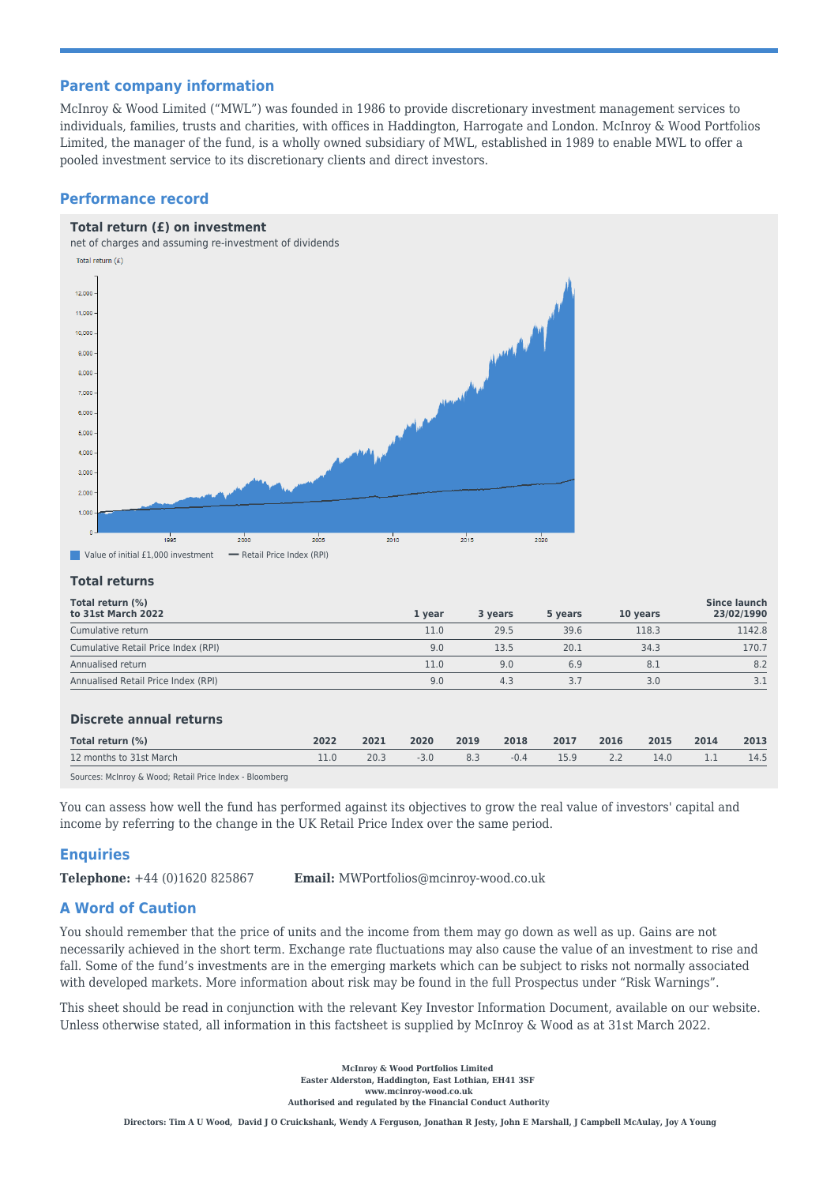## Parent company information

McInroy & Wood Limited ("MWL") was founded in 1986 to provide discretionary investment management services to individuals, families, trusts and charities, with offices in Haddington, Harrogate and London. McInroy & Wood Portfolios Limited, the manager of the fund, is a wholly owned subsidiary of MWL, established in 1989 to enable MWL to offer a pooled investment service to its discretionary clients and direct investors.

## Performance record

### Total return (£) on investment

net of charges and assuming re-investment of dividends

Total return (£)

12,000
11,000
10,000
9,000
8,000
7,000
6,000
5,000
4,000
3,000
2,000
1,000
0

1995
2000
2005
2010
2015
2020

Value of initial £1,000 investment
Retail Price Index (RPI)

### Total returns

| Total return (%) to 31st March 2022 | 1 year | 3 years | 5 years | 10 years | Since launch 23/02/1990 |
|---|---|---|---|---|---|
| Cumulative return | 11.0 | 29.5 | 39.6 | 118.3 | 1142.8 |
| Cumulative Retail Price Index (RPI) | 9.0 | 13.5 | 20.1 | 34.3 | 170.7 |
| Annualised return | 11.0 | 9.0 | 6.9 | 8.1 | 8.2 |
| Annualised Retail Price Index (RPI) | 9.0 | 4.3 | 3.7 | 3.0 | 3.1 |

### Discrete annual returns

| Total return (%) | 2022 | 2021 | 2020 | 2019 | 2018 | 2017 | 2016 | 2015 | 2014 | 2013 |
|---|---|---|---|---|---|---|---|---|---|---|
| 12 months to 31st March | 11.0 | 20.3 | -3.0 | 8.3 | -0.4 | 15.9 | 2.2 | 14.0 | 1.1 | 14.5 |

Sources: McInroy & Wood; Retail Price Index - Bloomberg

You can assess how well the fund has performed against its objectives to grow the real value of investors' capital and income by referring to the change in the UK Retail Price Index over the same period.

## Enquiries

**Telephone:** +44 (0)1620 825867 **Email:** MWPortfolios@mcinroy-wood.co.uk

## A Word of Caution

You should remember that the price of units and the income from them may go down as well as up. Gains are not necessarily achieved in the short term. Exchange rate fluctuations may also cause the value of an investment to rise and fall. Some of the fund's investments are in the emerging markets which can be subject to risks not normally associated with developed markets. More information about risk may be found in the full Prospectus under "Risk Warnings".

This sheet should be read in conjunction with the relevant Key Investor Information Document, available on our website. Unless otherwise stated, all information in this factsheet is supplied by McInroy & Wood as at 31st March 2022.

**McInroy & Wood Portfolios Limited**
**Easter Alderston, Haddington, East Lothian, EH41 3SF**
**www.mcinroy-wood.co.uk**
**Authorised and regulated by the Financial Conduct Authority**

**Directors: Tim A U Wood, David J O Cruickshank, Wendy A Ferguson, Jonathan R Jesty, John E Marshall, J Campbell McAulay, Joy A Young**